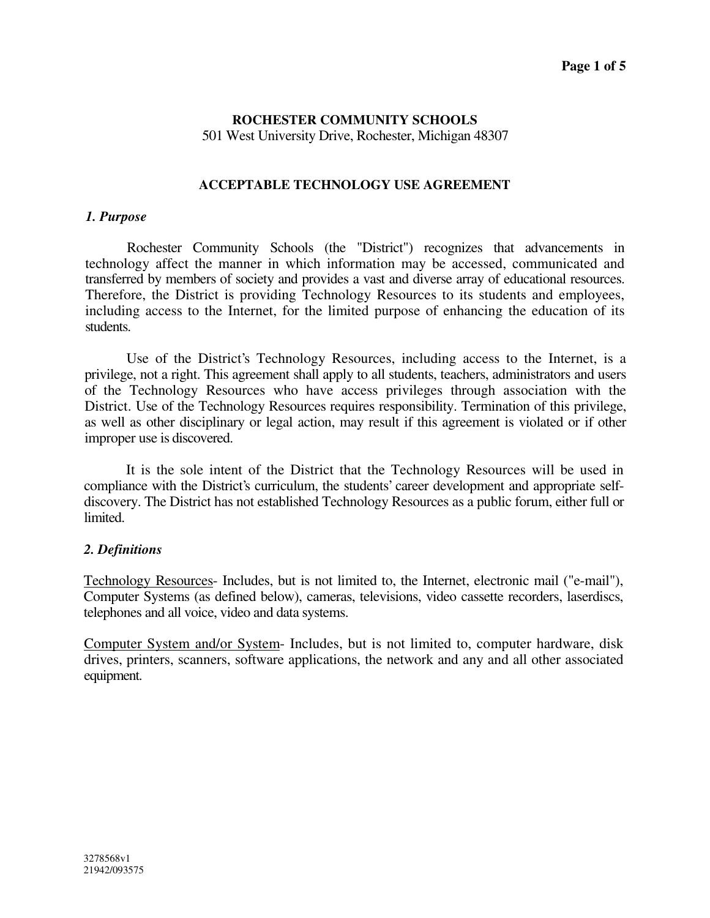**ROCHESTER COMMUNITY SCHOOLS**
501 West University Drive, Rochester, Michigan 48307

# ACCEPTABLE TECHNOLOGY USE AGREEMENT

## *1. Purpose*

Rochester Community Schools (the "District") recognizes that advancements in technology affect the manner in which information may be accessed, communicated and transferred by members of society and provides a vast and diverse array of educational resources. Therefore, the District is providing Technology Resources to its students and employees, including access to the Internet, for the limited purpose of enhancing the education of its students.

Use of the District's Technology Resources, including access to the Internet, is a privilege, not a right. This agreement shall apply to all students, teachers, administrators and users of the Technology Resources who have access privileges through association with the District. Use of the Technology Resources requires responsibility. Termination of this privilege, as well as other disciplinary or legal action, may result if this agreement is violated or if other improper use is discovered.

It is the sole intent of the District that the Technology Resources will be used in compliance with the District's curriculum, the students' career development and appropriate self-discovery. The District has not established Technology Resources as a public forum, either full or limited.

## *2. Definitions*

<u>Technology Resources</u>- Includes, but is not limited to, the Internet, electronic mail ("e-mail"), Computer Systems (as defined below), cameras, televisions, video cassette recorders, laserdiscs, telephones and all voice, video and data systems.

<u>Computer System and/or System</u>- Includes, but is not limited to, computer hardware, disk drives, printers, scanners, software applications, the network and any and all other associated equipment.

3278568v1
21942/093575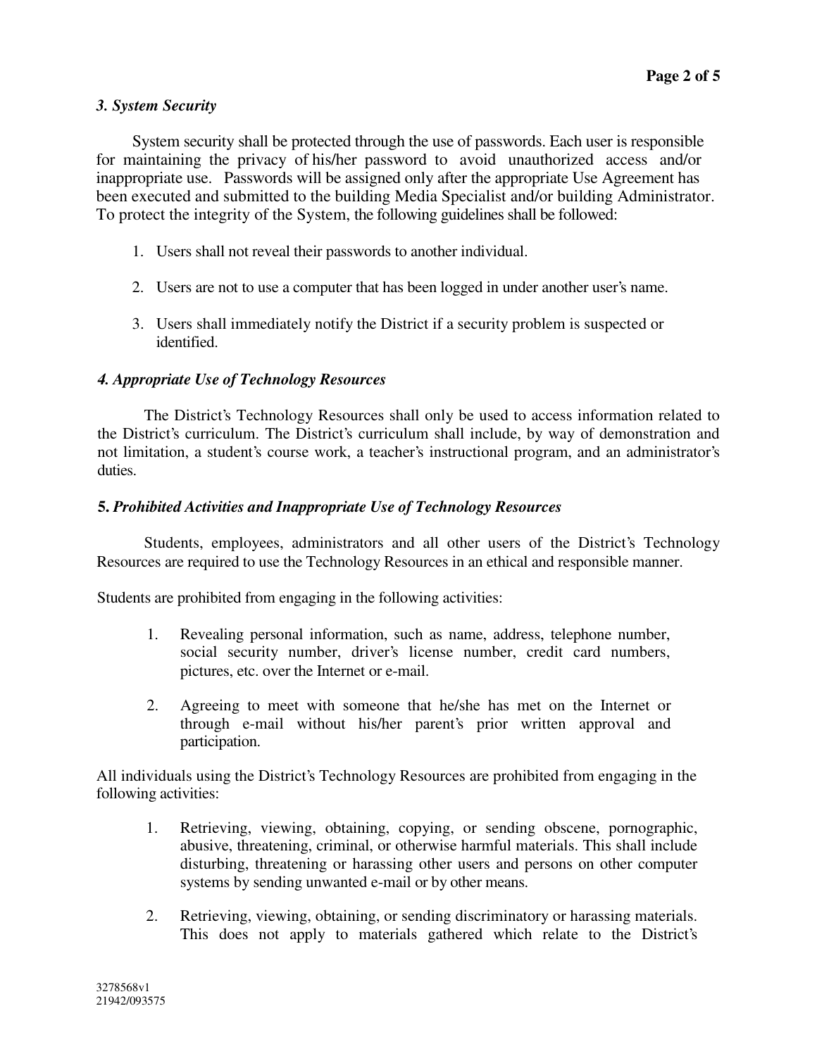### *3. System Security*

System security shall be protected through the use of passwords. Each user is responsible for maintaining the privacy of his/her password to avoid unauthorized access and/or inappropriate use. Passwords will be assigned only after the appropriate Use Agreement has been executed and submitted to the building Media Specialist and/or building Administrator. To protect the integrity of the System, the following guidelines shall be followed:

1. Users shall not reveal their passwords to another individual.
2. Users are not to use a computer that has been logged in under another user's name.
3. Users shall immediately notify the District if a security problem is suspected or identified.

### *4. Appropriate Use of Technology Resources*

The District's Technology Resources shall only be used to access information related to the District's curriculum. The District's curriculum shall include, by way of demonstration and not limitation, a student's course work, a teacher's instructional program, and an administrator's duties.

### **5.** *Prohibited Activities and Inappropriate Use of Technology Resources*

Students, employees, administrators and all other users of the District's Technology Resources are required to use the Technology Resources in an ethical and responsible manner.

Students are prohibited from engaging in the following activities:

1. Revealing personal information, such as name, address, telephone number, social security number, driver's license number, credit card numbers, pictures, etc. over the Internet or e-mail.
2. Agreeing to meet with someone that he/she has met on the Internet or through e-mail without his/her parent's prior written approval and participation.

All individuals using the District's Technology Resources are prohibited from engaging in the following activities:

1. Retrieving, viewing, obtaining, copying, or sending obscene, pornographic, abusive, threatening, criminal, or otherwise harmful materials. This shall include disturbing, threatening or harassing other users and persons on other computer systems by sending unwanted e-mail or by other means.
2. Retrieving, viewing, obtaining, or sending discriminatory or harassing materials. This does not apply to materials gathered which relate to the District's

3278568v1
21942/093575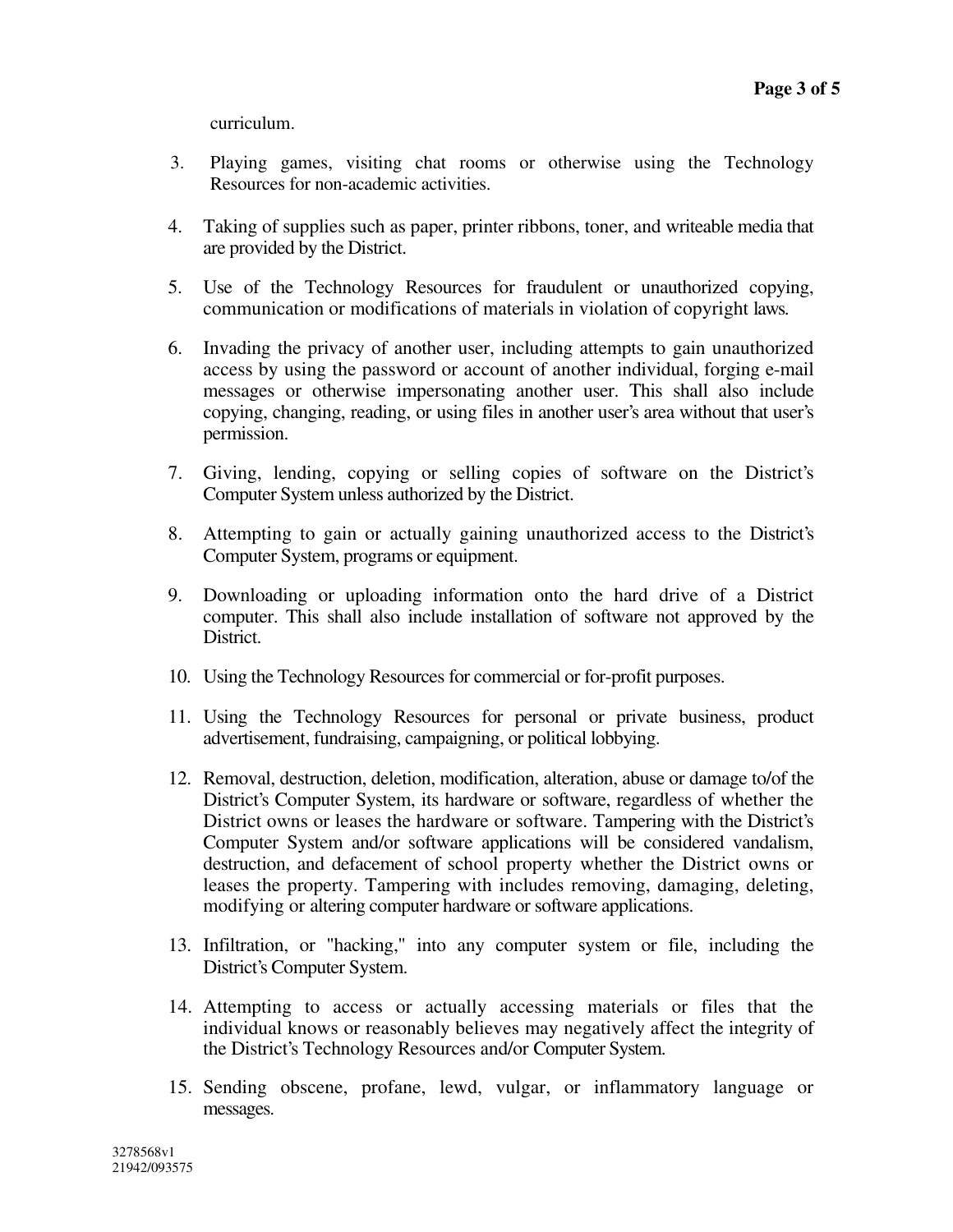curriculum.

3. Playing games, visiting chat rooms or otherwise using the Technology Resources for non-academic activities.

4. Taking of supplies such as paper, printer ribbons, toner, and writeable media that are provided by the District.

5. Use of the Technology Resources for fraudulent or unauthorized copying, communication or modifications of materials in violation of copyright laws.

6. Invading the privacy of another user, including attempts to gain unauthorized access by using the password or account of another individual, forging e-mail messages or otherwise impersonating another user. This shall also include copying, changing, reading, or using files in another user's area without that user's permission.

7. Giving, lending, copying or selling copies of software on the District's Computer System unless authorized by the District.

8. Attempting to gain or actually gaining unauthorized access to the District's Computer System, programs or equipment.

9. Downloading or uploading information onto the hard drive of a District computer. This shall also include installation of software not approved by the District.

10. Using the Technology Resources for commercial or for-profit purposes.

11. Using the Technology Resources for personal or private business, product advertisement, fundraising, campaigning, or political lobbying.

12. Removal, destruction, deletion, modification, alteration, abuse or damage to/of the District's Computer System, its hardware or software, regardless of whether the District owns or leases the hardware or software. Tampering with the District's Computer System and/or software applications will be considered vandalism, destruction, and defacement of school property whether the District owns or leases the property. Tampering with includes removing, damaging, deleting, modifying or altering computer hardware or software applications.

13. Infiltration, or "hacking," into any computer system or file, including the District's Computer System.

14. Attempting to access or actually accessing materials or files that the individual knows or reasonably believes may negatively affect the integrity of the District's Technology Resources and/or Computer System.

15. Sending obscene, profane, lewd, vulgar, or inflammatory language or messages.

3278568v1
21942/093575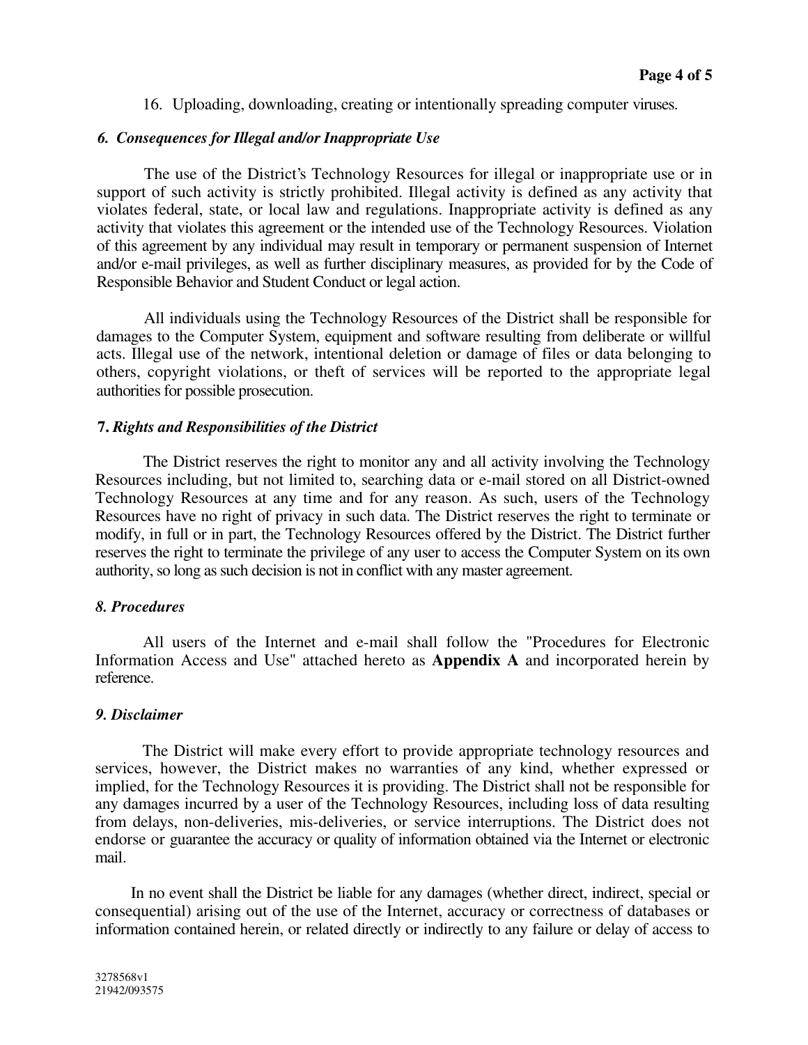16. Uploading, downloading, creating or intentionally spreading computer viruses.

### *6. Consequences for Illegal and/or Inappropriate Use*

The use of the District's Technology Resources for illegal or inappropriate use or in support of such activity is strictly prohibited. Illegal activity is defined as any activity that violates federal, state, or local law and regulations. Inappropriate activity is defined as any activity that violates this agreement or the intended use of the Technology Resources. Violation of this agreement by any individual may result in temporary or permanent suspension of Internet and/or e-mail privileges, as well as further disciplinary measures, as provided for by the Code of Responsible Behavior and Student Conduct or legal action.

All individuals using the Technology Resources of the District shall be responsible for damages to the Computer System, equipment and software resulting from deliberate or willful acts. Illegal use of the network, intentional deletion or damage of files or data belonging to others, copyright violations, or theft of services will be reported to the appropriate legal authorities for possible prosecution.

### **7.** *Rights and Responsibilities of the District*

The District reserves the right to monitor any and all activity involving the Technology Resources including, but not limited to, searching data or e-mail stored on all District-owned Technology Resources at any time and for any reason. As such, users of the Technology Resources have no right of privacy in such data. The District reserves the right to terminate or modify, in full or in part, the Technology Resources offered by the District. The District further reserves the right to terminate the privilege of any user to access the Computer System on its own authority, so long as such decision is not in conflict with any master agreement.

### *8. Procedures*

All users of the Internet and e-mail shall follow the "Procedures for Electronic Information Access and Use" attached hereto as **Appendix A** and incorporated herein by reference.

### *9. Disclaimer*

The District will make every effort to provide appropriate technology resources and services, however, the District makes no warranties of any kind, whether expressed or implied, for the Technology Resources it is providing. The District shall not be responsible for any damages incurred by a user of the Technology Resources, including loss of data resulting from delays, non-deliveries, mis-deliveries, or service interruptions. The District does not endorse or guarantee the accuracy or quality of information obtained via the Internet or electronic mail.

In no event shall the District be liable for any damages (whether direct, indirect, special or consequential) arising out of the use of the Internet, accuracy or correctness of databases or information contained herein, or related directly or indirectly to any failure or delay of access to

3278568v1
21942/093575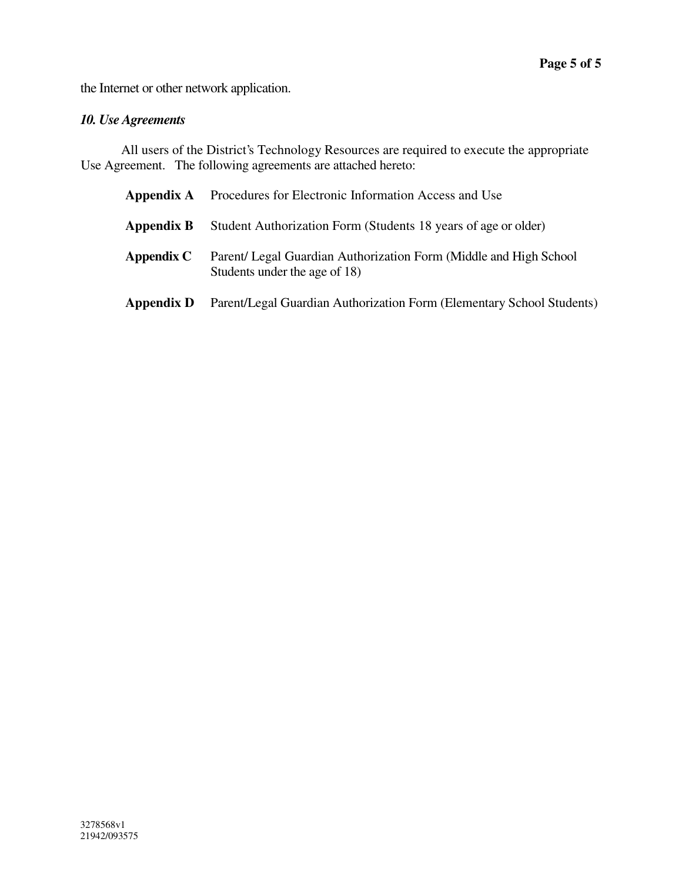the Internet or other network application.

### *10. Use Agreements*

All users of the District's Technology Resources are required to execute the appropriate Use Agreement. The following agreements are attached hereto:

**Appendix A** Procedures for Electronic Information Access and Use

**Appendix B** Student Authorization Form (Students 18 years of age or older)

**Appendix C** Parent/ Legal Guardian Authorization Form (Middle and High School Students under the age of 18)

**Appendix D** Parent/Legal Guardian Authorization Form (Elementary School Students)

3278568v1
21942/093575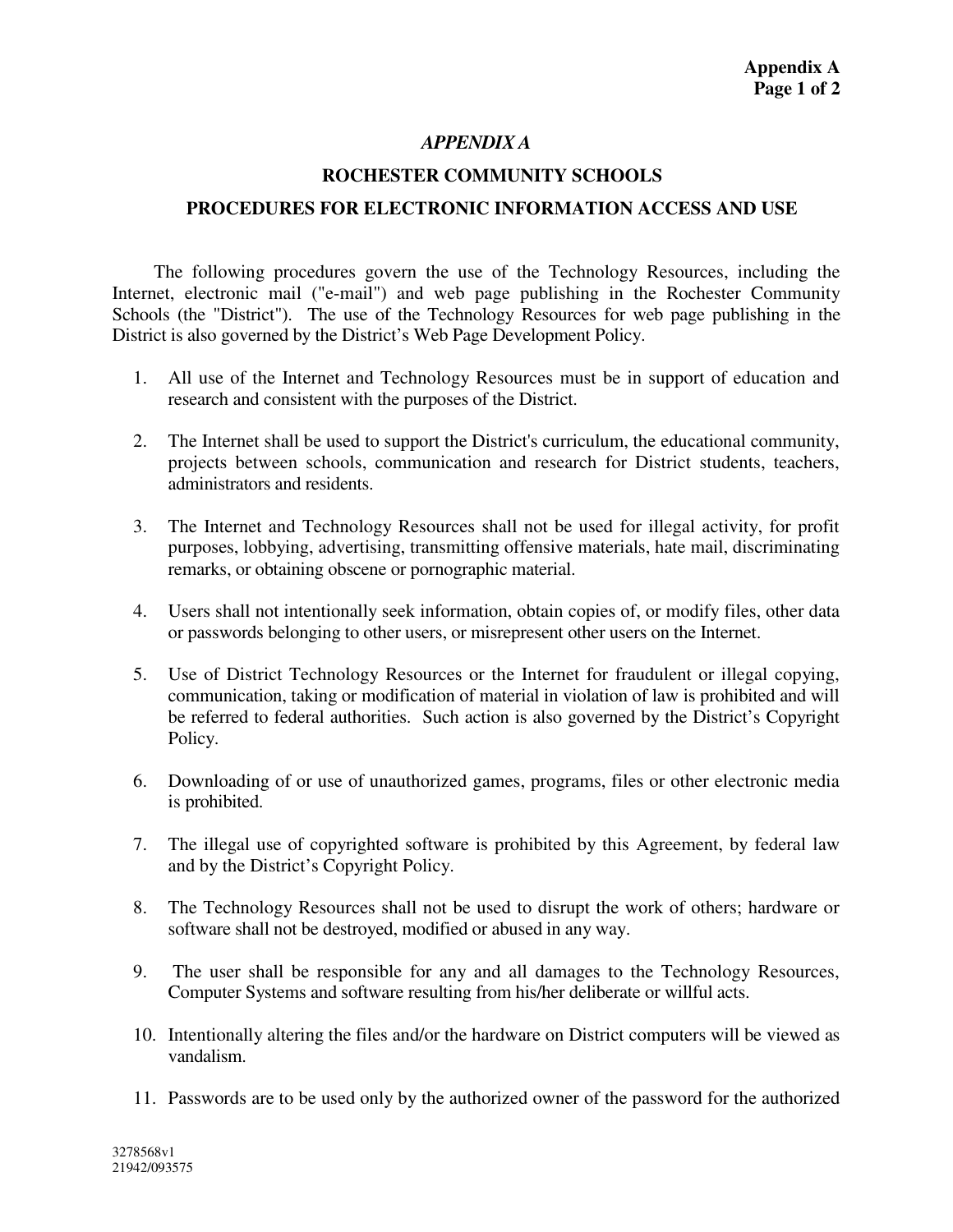*APPENDIX A*

**ROCHESTER COMMUNITY SCHOOLS**

**PROCEDURES FOR ELECTRONIC INFORMATION ACCESS AND USE**

The following procedures govern the use of the Technology Resources, including the Internet, electronic mail ("e-mail") and web page publishing in the Rochester Community Schools (the "District"). The use of the Technology Resources for web page publishing in the District is also governed by the District's Web Page Development Policy.

1. All use of the Internet and Technology Resources must be in support of education and research and consistent with the purposes of the District.

2. The Internet shall be used to support the District's curriculum, the educational community, projects between schools, communication and research for District students, teachers, administrators and residents.

3. The Internet and Technology Resources shall not be used for illegal activity, for profit purposes, lobbying, advertising, transmitting offensive materials, hate mail, discriminating remarks, or obtaining obscene or pornographic material.

4. Users shall not intentionally seek information, obtain copies of, or modify files, other data or passwords belonging to other users, or misrepresent other users on the Internet.

5. Use of District Technology Resources or the Internet for fraudulent or illegal copying, communication, taking or modification of material in violation of law is prohibited and will be referred to federal authorities. Such action is also governed by the District's Copyright Policy.

6. Downloading of or use of unauthorized games, programs, files or other electronic media is prohibited.

7. The illegal use of copyrighted software is prohibited by this Agreement, by federal law and by the District's Copyright Policy.

8. The Technology Resources shall not be used to disrupt the work of others; hardware or software shall not be destroyed, modified or abused in any way.

9. The user shall be responsible for any and all damages to the Technology Resources, Computer Systems and software resulting from his/her deliberate or willful acts.

10. Intentionally altering the files and/or the hardware on District computers will be viewed as vandalism.

11. Passwords are to be used only by the authorized owner of the password for the authorized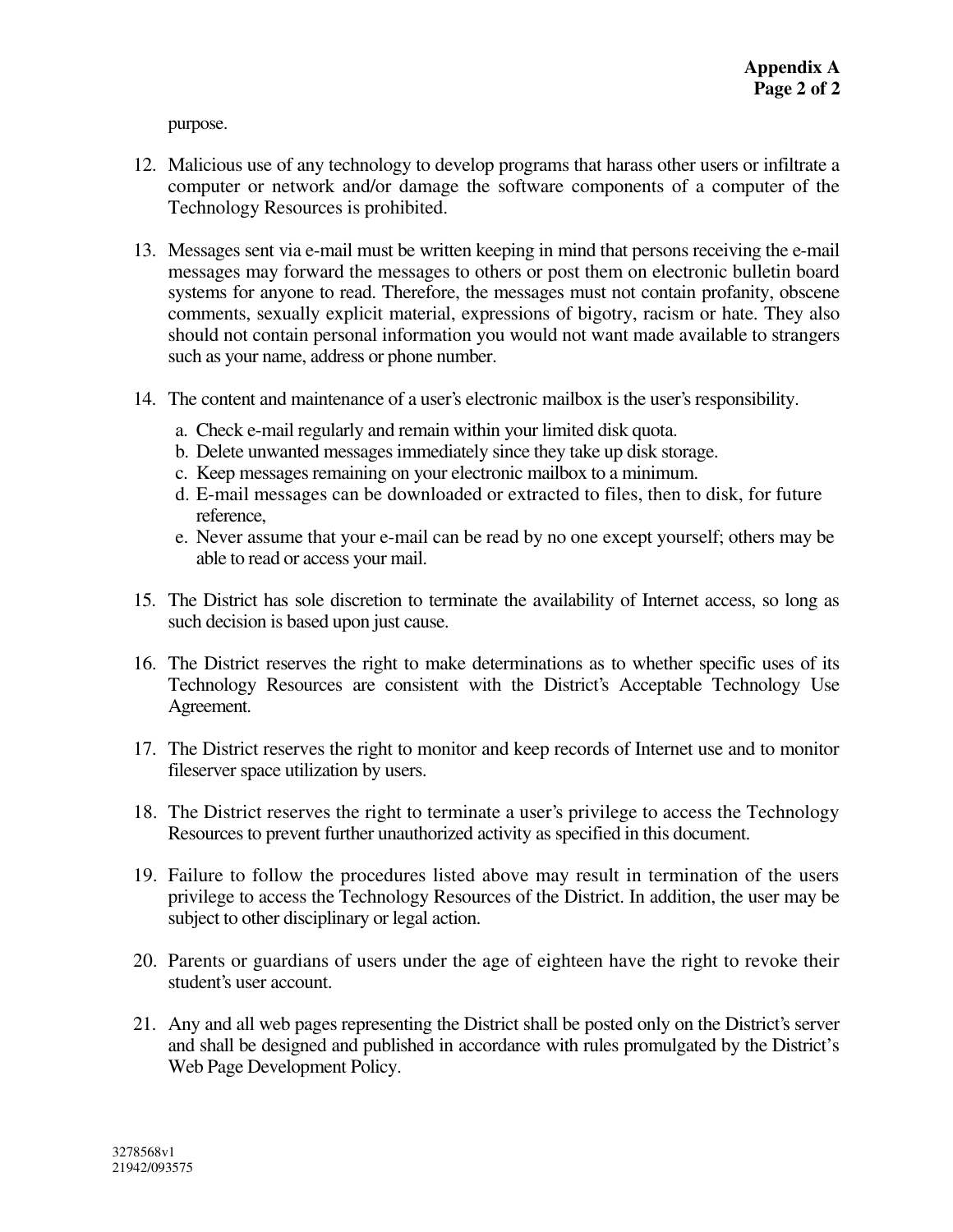purpose.

12. Malicious use of any technology to develop programs that harass other users or infiltrate a computer or network and/or damage the software components of a computer of the Technology Resources is prohibited.

13. Messages sent via e-mail must be written keeping in mind that persons receiving the e-mail messages may forward the messages to others or post them on electronic bulletin board systems for anyone to read. Therefore, the messages must not contain profanity, obscene comments, sexually explicit material, expressions of bigotry, racism or hate. They also should not contain personal information you would not want made available to strangers such as your name, address or phone number.

14. The content and maintenance of a user's electronic mailbox is the user's responsibility.
    a. Check e-mail regularly and remain within your limited disk quota.
    b. Delete unwanted messages immediately since they take up disk storage.
    c. Keep messages remaining on your electronic mailbox to a minimum.
    d. E-mail messages can be downloaded or extracted to files, then to disk, for future reference,
    e. Never assume that your e-mail can be read by no one except yourself; others may be able to read or access your mail.

15. The District has sole discretion to terminate the availability of Internet access, so long as such decision is based upon just cause.

16. The District reserves the right to make determinations as to whether specific uses of its Technology Resources are consistent with the District's Acceptable Technology Use Agreement.

17. The District reserves the right to monitor and keep records of Internet use and to monitor fileserver space utilization by users.

18. The District reserves the right to terminate a user's privilege to access the Technology Resources to prevent further unauthorized activity as specified in this document.

19. Failure to follow the procedures listed above may result in termination of the users privilege to access the Technology Resources of the District. In addition, the user may be subject to other disciplinary or legal action.

20. Parents or guardians of users under the age of eighteen have the right to revoke their student's user account.

21. Any and all web pages representing the District shall be posted only on the District's server and shall be designed and published in accordance with rules promulgated by the District's Web Page Development Policy.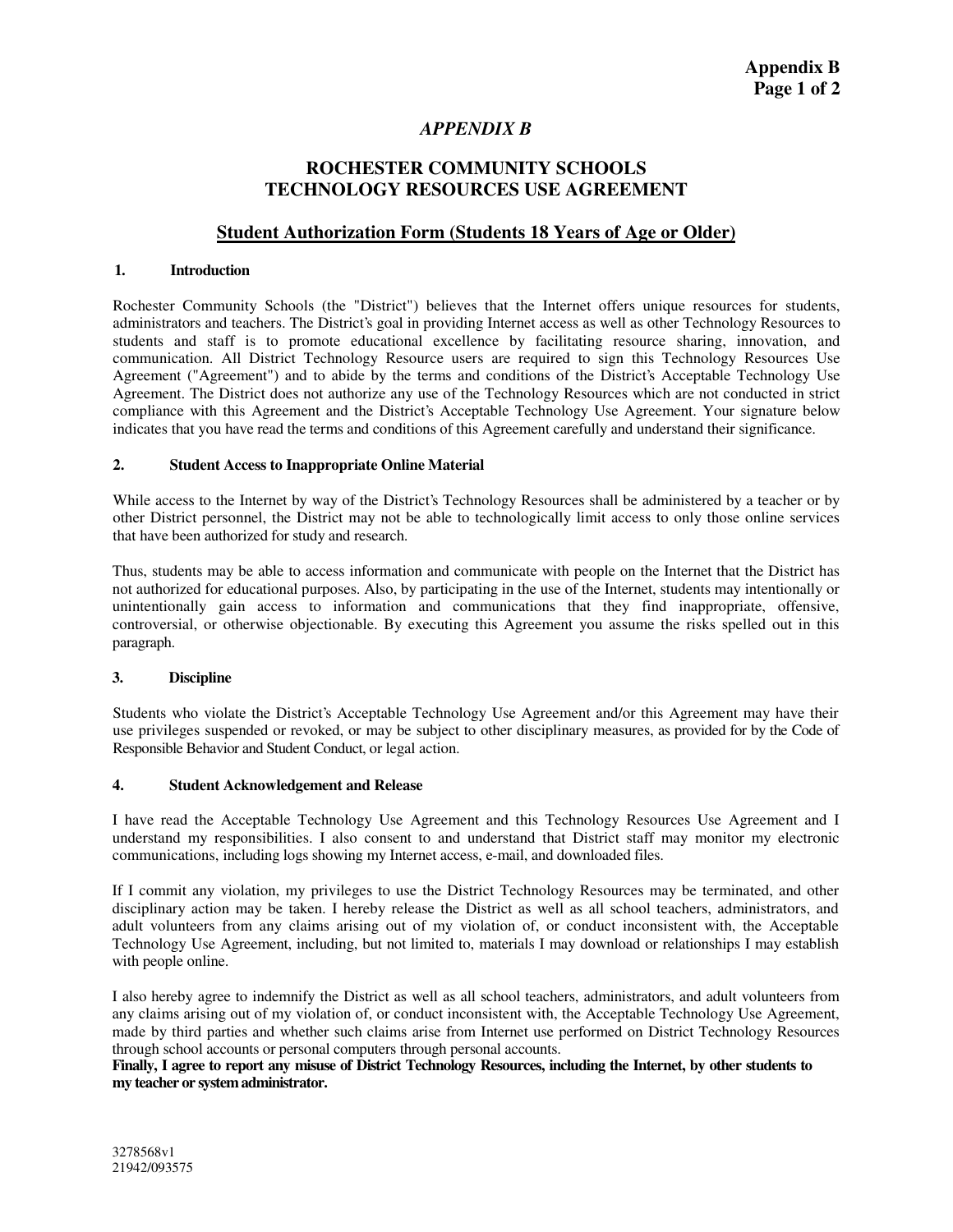# *APPENDIX B*

## ROCHESTER COMMUNITY SCHOOLS TECHNOLOGY RESOURCES USE AGREEMENT

### Student Authorization Form (Students 18 Years of Age or Older)

**1. Introduction**

Rochester Community Schools (the "District") believes that the Internet offers unique resources for students, administrators and teachers. The District's goal in providing Internet access as well as other Technology Resources to students and staff is to promote educational excellence by facilitating resource sharing, innovation, and communication. All District Technology Resource users are required to sign this Technology Resources Use Agreement ("Agreement") and to abide by the terms and conditions of the District's Acceptable Technology Use Agreement. The District does not authorize any use of the Technology Resources which are not conducted in strict compliance with this Agreement and the District's Acceptable Technology Use Agreement. Your signature below indicates that you have read the terms and conditions of this Agreement carefully and understand their significance.

**2. Student Access to Inappropriate Online Material**

While access to the Internet by way of the District's Technology Resources shall be administered by a teacher or by other District personnel, the District may not be able to technologically limit access to only those online services that have been authorized for study and research.

Thus, students may be able to access information and communicate with people on the Internet that the District has not authorized for educational purposes. Also, by participating in the use of the Internet, students may intentionally or unintentionally gain access to information and communications that they find inappropriate, offensive, controversial, or otherwise objectionable. By executing this Agreement you assume the risks spelled out in this paragraph.

**3. Discipline**

Students who violate the District's Acceptable Technology Use Agreement and/or this Agreement may have their use privileges suspended or revoked, or may be subject to other disciplinary measures, as provided for by the Code of Responsible Behavior and Student Conduct, or legal action.

**4. Student Acknowledgement and Release**

I have read the Acceptable Technology Use Agreement and this Technology Resources Use Agreement and I understand my responsibilities. I also consent to and understand that District staff may monitor my electronic communications, including logs showing my Internet access, e-mail, and downloaded files.

If I commit any violation, my privileges to use the District Technology Resources may be terminated, and other disciplinary action may be taken. I hereby release the District as well as all school teachers, administrators, and adult volunteers from any claims arising out of my violation of, or conduct inconsistent with, the Acceptable Technology Use Agreement, including, but not limited to, materials I may download or relationships I may establish with people online.

I also hereby agree to indemnify the District as well as all school teachers, administrators, and adult volunteers from any claims arising out of my violation of, or conduct inconsistent with, the Acceptable Technology Use Agreement, made by third parties and whether such claims arise from Internet use performed on District Technology Resources through school accounts or personal computers through personal accounts.

**Finally, I agree to report any misuse of District Technology Resources, including the Internet, by other students to my teacher or system administrator.**

3278568v1
21942/093575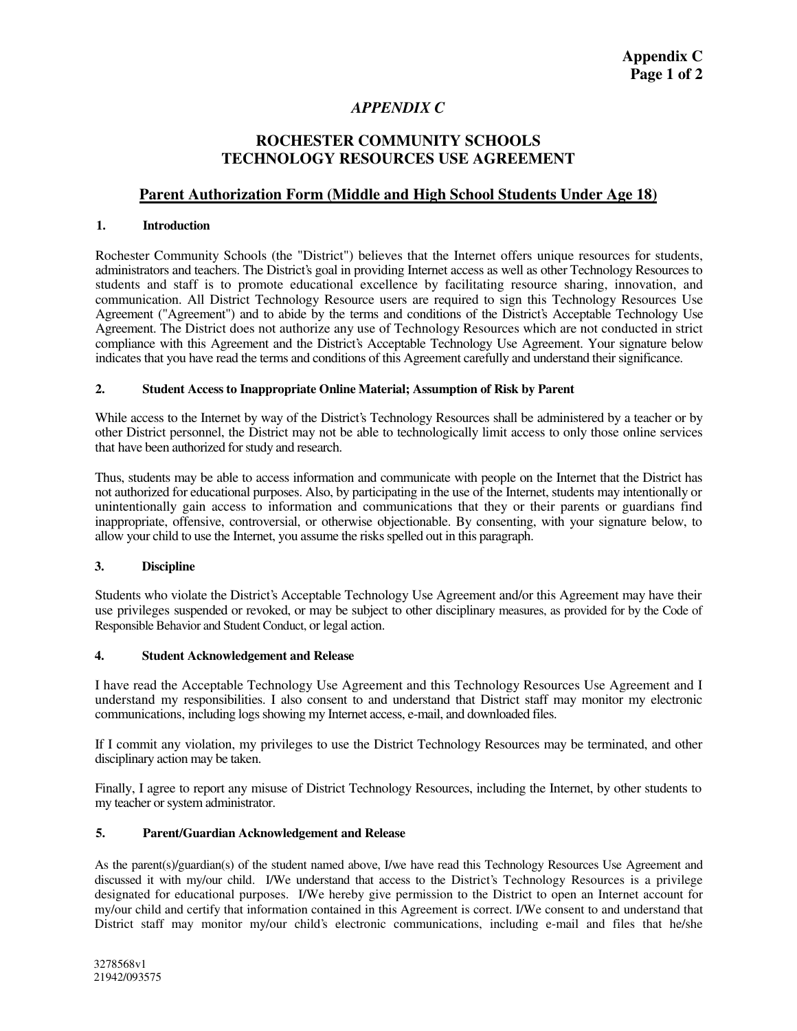*APPENDIX C*

## ROCHESTER COMMUNITY SCHOOLS TECHNOLOGY RESOURCES USE AGREEMENT

### Parent Authorization Form (Middle and High School Students Under Age 18)

#### 1. Introduction

Rochester Community Schools (the "District") believes that the Internet offers unique resources for students, administrators and teachers. The District's goal in providing Internet access as well as other Technology Resources to students and staff is to promote educational excellence by facilitating resource sharing, innovation, and communication. All District Technology Resource users are required to sign this Technology Resources Use Agreement ("Agreement") and to abide by the terms and conditions of the District's Acceptable Technology Use Agreement. The District does not authorize any use of Technology Resources which are not conducted in strict compliance with this Agreement and the District's Acceptable Technology Use Agreement. Your signature below indicates that you have read the terms and conditions of this Agreement carefully and understand their significance.

#### 2. Student Access to Inappropriate Online Material; Assumption of Risk by Parent

While access to the Internet by way of the District's Technology Resources shall be administered by a teacher or by other District personnel, the District may not be able to technologically limit access to only those online services that have been authorized for study and research.

Thus, students may be able to access information and communicate with people on the Internet that the District has not authorized for educational purposes. Also, by participating in the use of the Internet, students may intentionally or unintentionally gain access to information and communications that they or their parents or guardians find inappropriate, offensive, controversial, or otherwise objectionable. By consenting, with your signature below, to allow your child to use the Internet, you assume the risks spelled out in this paragraph.

#### 3. Discipline

Students who violate the District's Acceptable Technology Use Agreement and/or this Agreement may have their use privileges suspended or revoked, or may be subject to other disciplinary measures, as provided for by the Code of Responsible Behavior and Student Conduct, or legal action.

#### 4. Student Acknowledgement and Release

I have read the Acceptable Technology Use Agreement and this Technology Resources Use Agreement and I understand my responsibilities. I also consent to and understand that District staff may monitor my electronic communications, including logs showing my Internet access, e-mail, and downloaded files.

If I commit any violation, my privileges to use the District Technology Resources may be terminated, and other disciplinary action may be taken.

Finally, I agree to report any misuse of District Technology Resources, including the Internet, by other students to my teacher or system administrator.

#### 5. Parent/Guardian Acknowledgement and Release

As the parent(s)/guardian(s) of the student named above, I/we have read this Technology Resources Use Agreement and discussed it with my/our child. I/We understand that access to the District's Technology Resources is a privilege designated for educational purposes. I/We hereby give permission to the District to open an Internet account for my/our child and certify that information contained in this Agreement is correct. I/We consent to and understand that District staff may monitor my/our child's electronic communications, including e-mail and files that he/she

3278568v1
21942/093575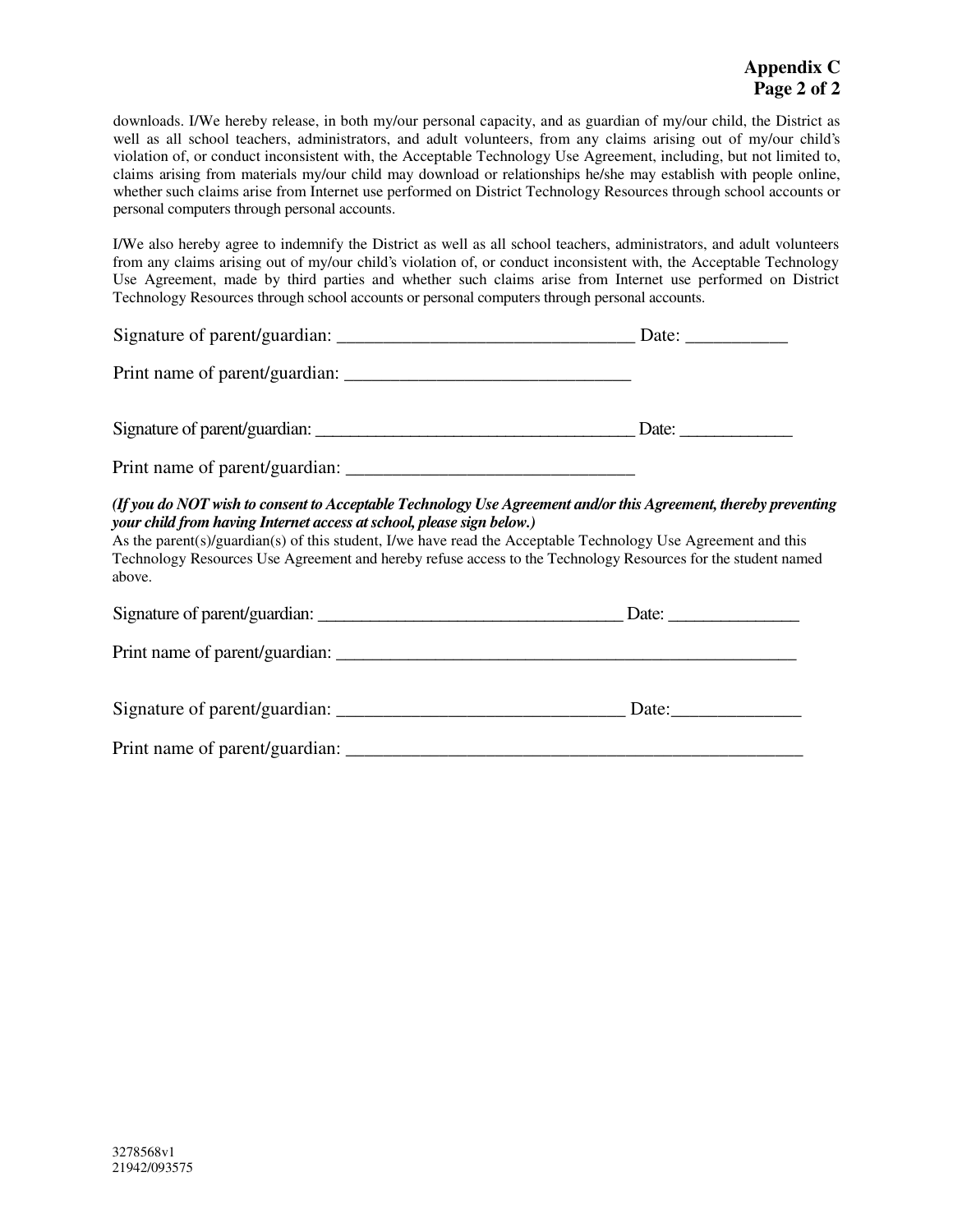downloads. I/We hereby release, in both my/our personal capacity, and as guardian of my/our child, the District as well as all school teachers, administrators, and adult volunteers, from any claims arising out of my/our child's violation of, or conduct inconsistent with, the Acceptable Technology Use Agreement, including, but not limited to, claims arising from materials my/our child may download or relationships he/she may establish with people online, whether such claims arise from Internet use performed on District Technology Resources through school accounts or personal computers through personal accounts.

I/We also hereby agree to indemnify the District as well as all school teachers, administrators, and adult volunteers from any claims arising out of my/our child's violation of, or conduct inconsistent with, the Acceptable Technology Use Agreement, made by third parties and whether such claims arise from Internet use performed on District Technology Resources through school accounts or personal computers through personal accounts.

Signature of parent/guardian: ________________________________ Date: ___________

Print name of parent/guardian: _______________________________

Signature of parent/guardian: ____________________________________ Date: ____________

Print name of parent/guardian: _______________________________

***(If you do NOT wish to consent to Acceptable Technology Use Agreement and/or this Agreement, thereby preventing your child from having Internet access at school, please sign below.)***

As the parent(s)/guardian(s) of this student, I/we have read the Acceptable Technology Use Agreement and this Technology Resources Use Agreement and hereby refuse access to the Technology Resources for the student named above.

Signature of parent/guardian: __________________________________ Date: ______________

Print name of parent/guardian: ____________________________________________________

Signature of parent/guardian: _______________________________ Date:______________

Print name of parent/guardian: ___________________________________________________

3278568v1
21942/093575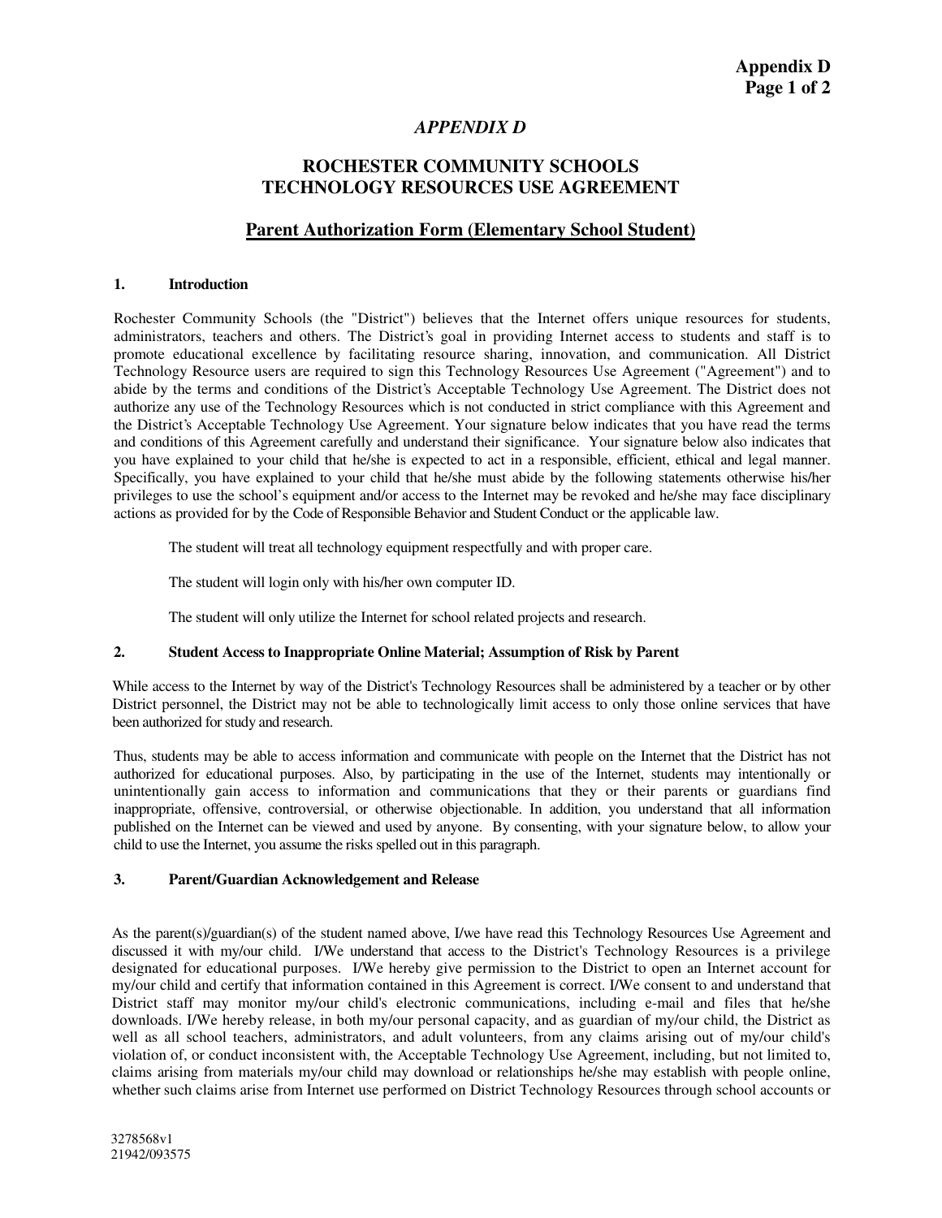*APPENDIX D*

# ROCHESTER COMMUNITY SCHOOLS TECHNOLOGY RESOURCES USE AGREEMENT

## Parent Authorization Form (Elementary School Student)

### 1. Introduction

Rochester Community Schools (the "District") believes that the Internet offers unique resources for students, administrators, teachers and others. The District's goal in providing Internet access to students and staff is to promote educational excellence by facilitating resource sharing, innovation, and communication. All District Technology Resource users are required to sign this Technology Resources Use Agreement ("Agreement") and to abide by the terms and conditions of the District's Acceptable Technology Use Agreement. The District does not authorize any use of the Technology Resources which is not conducted in strict compliance with this Agreement and the District's Acceptable Technology Use Agreement. Your signature below indicates that you have read the terms and conditions of this Agreement carefully and understand their significance. Your signature below also indicates that you have explained to your child that he/she is expected to act in a responsible, efficient, ethical and legal manner. Specifically, you have explained to your child that he/she must abide by the following statements otherwise his/her privileges to use the school's equipment and/or access to the Internet may be revoked and he/she may face disciplinary actions as provided for by the Code of Responsible Behavior and Student Conduct or the applicable law.

The student will treat all technology equipment respectfully and with proper care.

The student will login only with his/her own computer ID.

The student will only utilize the Internet for school related projects and research.

### 2. Student Access to Inappropriate Online Material; Assumption of Risk by Parent

While access to the Internet by way of the District's Technology Resources shall be administered by a teacher or by other District personnel, the District may not be able to technologically limit access to only those online services that have been authorized for study and research.

Thus, students may be able to access information and communicate with people on the Internet that the District has not authorized for educational purposes. Also, by participating in the use of the Internet, students may intentionally or unintentionally gain access to information and communications that they or their parents or guardians find inappropriate, offensive, controversial, or otherwise objectionable. In addition, you understand that all information published on the Internet can be viewed and used by anyone. By consenting, with your signature below, to allow your child to use the Internet, you assume the risks spelled out in this paragraph.

### 3. Parent/Guardian Acknowledgement and Release

As the parent(s)/guardian(s) of the student named above, I/we have read this Technology Resources Use Agreement and discussed it with my/our child. I/We understand that access to the District's Technology Resources is a privilege designated for educational purposes. I/We hereby give permission to the District to open an Internet account for my/our child and certify that information contained in this Agreement is correct. I/We consent to and understand that District staff may monitor my/our child's electronic communications, including e-mail and files that he/she downloads. I/We hereby release, in both my/our personal capacity, and as guardian of my/our child, the District as well as all school teachers, administrators, and adult volunteers, from any claims arising out of my/our child's violation of, or conduct inconsistent with, the Acceptable Technology Use Agreement, including, but not limited to, claims arising from materials my/our child may download or relationships he/she may establish with people online, whether such claims arise from Internet use performed on District Technology Resources through school accounts or

3278568v1
21942/093575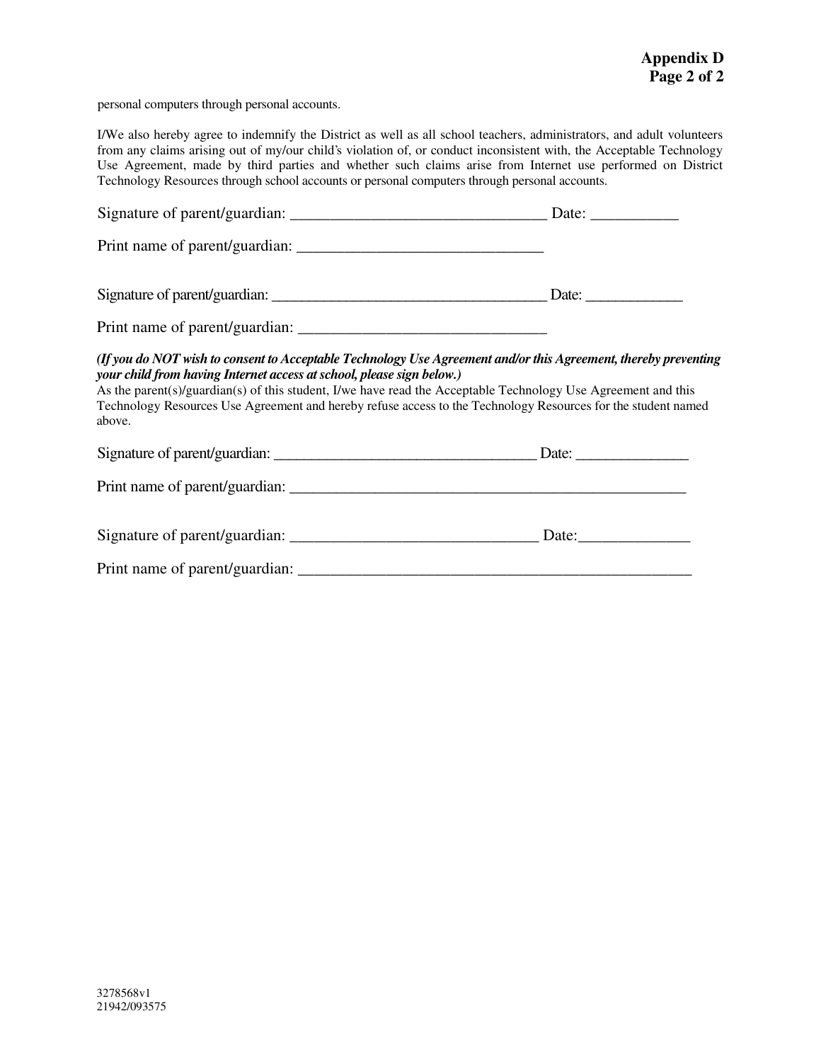**Appendix D**

personal computers through personal accounts.

I/We also hereby agree to indemnify the District as well as all school teachers, administrators, and adult volunteers from any claims arising out of my/our child's violation of, or conduct inconsistent with, the Acceptable Technology Use Agreement, made by third parties and whether such claims arise from Internet use performed on District Technology Resources through school accounts or personal computers through personal accounts.

Signature of parent/guardian: ________________________________ Date: ___________

Print name of parent/guardian: ______________________________

Signature of parent/guardian: ___________________________________ Date: ____________

Print name of parent/guardian: ______________________________

***(If you do NOT wish to consent to Acceptable Technology Use Agreement and/or this Agreement, thereby preventing your child from having Internet access at school, please sign below.)***

As the parent(s)/guardian(s) of this student, I/we have read the Acceptable Technology Use Agreement and this Technology Resources Use Agreement and hereby refuse access to the Technology Resources for the student named above.

Signature of parent/guardian: __________________________________ Date: ______________

Print name of parent/guardian: ___________________________________________________

Signature of parent/guardian: ______________________________ Date:______________

Print name of parent/guardian: ___________________________________________________

3278568v1
21942/093575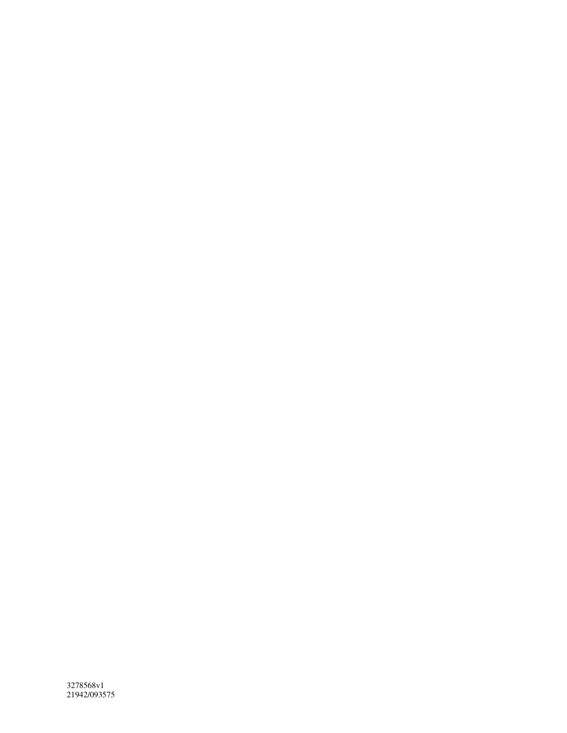3278568v1
21942/093575